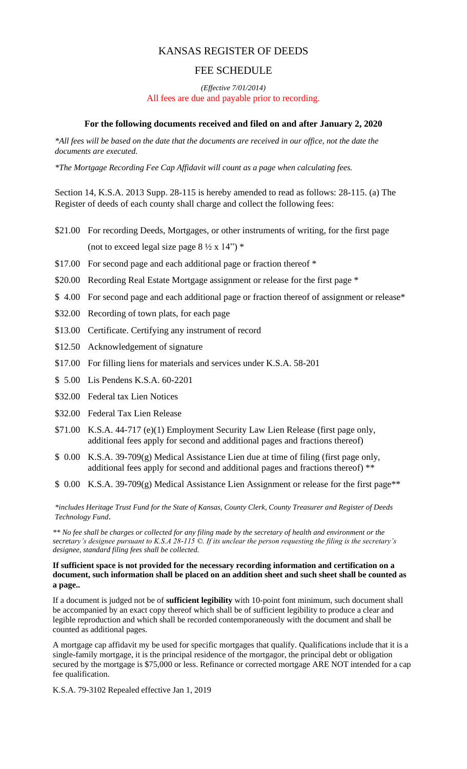# KANSAS REGISTER OF DEEDS

## FEE SCHEDULE

*(Effective 7/01/2014)*

All fees are due and payable prior to recording.

**For the following documents received and filed on and after January 2, 2020**

*\*All fees will be based on the date that the documents are received in our office, not the date the documents are executed.*

*\*The Mortgage Recording Fee Cap Affidavit will count as a page when calculating fees.*

Section 14, K.S.A. 2013 Supp. 28-115 is hereby amended to read as follows: 28-115. (a) The Register of deeds of each county shall charge and collect the following fees:

| | |
|---|---|
| \$21.00 | For recording Deeds, Mortgages, or other instruments of writing, for the first page (not to exceed legal size page 8 ½ x 14") * |
| \$17.00 | For second page and each additional page or fraction thereof * |
| \$20.00 | Recording Real Estate Mortgage assignment or release for the first page * |
| \$ 4.00 | For second page and each additional page or fraction thereof of assignment or release* |
| \$32.00 | Recording of town plats, for each page |
| \$13.00 | Certificate. Certifying any instrument of record |
| \$12.50 | Acknowledgement of signature |
| \$17.00 | For filling liens for materials and services under K.S.A. 58-201 |
| \$ 5.00 | Lis Pendens K.S.A. 60-2201 |
| \$32.00 | Federal tax Lien Notices |
| \$32.00 | Federal Tax Lien Release |
| \$71.00 | K.S.A. 44-717 (e)(1) Employment Security Law Lien Release (first page only, additional fees apply for second and additional pages and fractions thereof) |
| \$ 0.00 | K.S.A. 39-709(g) Medical Assistance Lien due at time of filing (first page only, additional fees apply for second and additional pages and fractions thereof) ** |
| \$ 0.00 | K.S.A. 39-709(g) Medical Assistance Lien Assignment or release for the first page** |

*\*includes Heritage Trust Fund for the State of Kansas, County Clerk, County Treasurer and Register of Deeds Technology Fund.*

*\*\* No fee shall be charges or collected for any filing made by the secretary of health and environment or the secretary's designee pursuant to K.S.A 28-115 ©. If its unclear the person requesting the filing is the secretary's designee, standard filing fees shall be collected.*

**If sufficient space is not provided for the necessary recording information and certification on a document, such information shall be placed on an addition sheet and such sheet shall be counted as a page..**

If a document is judged not be of **sufficient legibility** with 10-point font minimum, such document shall be accompanied by an exact copy thereof which shall be of sufficient legibility to produce a clear and legible reproduction and which shall be recorded contemporaneously with the document and shall be counted as additional pages.

A mortgage cap affidavit my be used for specific mortgages that qualify. Qualifications include that it is a single-family mortgage, it is the principal residence of the mortgagor, the principal debt or obligation secured by the mortgage is \$75,000 or less. Refinance or corrected mortgage ARE NOT intended for a cap fee qualification.

K.S.A. 79-3102 Repealed effective Jan 1, 2019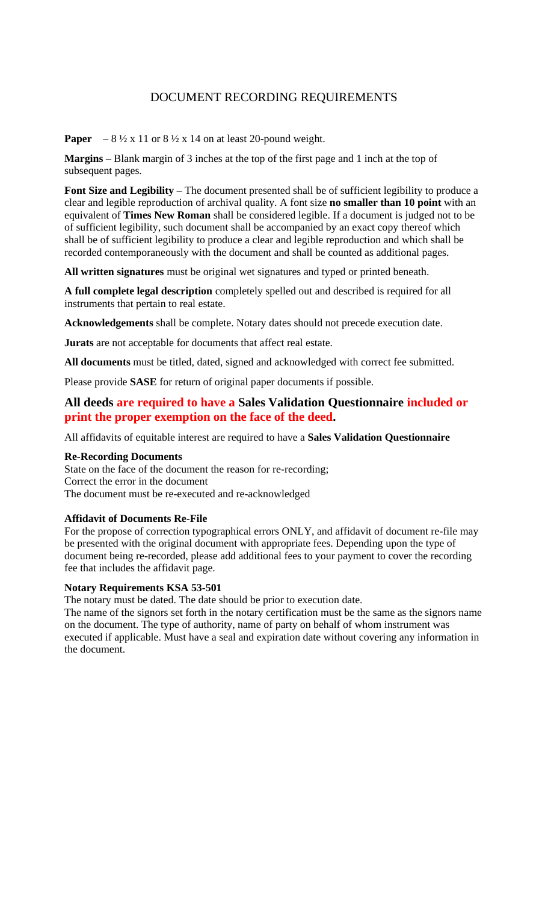# DOCUMENT RECORDING REQUIREMENTS

**Paper** – 8 ½ x 11 or 8 ½ x 14 on at least 20-pound weight.

**Margins –** Blank margin of 3 inches at the top of the first page and 1 inch at the top of subsequent pages.

**Font Size and Legibility –** The document presented shall be of sufficient legibility to produce a clear and legible reproduction of archival quality. A font size **no smaller than 10 point** with an equivalent of **Times New Roman** shall be considered legible. If a document is judged not to be of sufficient legibility, such document shall be accompanied by an exact copy thereof which shall be of sufficient legibility to produce a clear and legible reproduction and which shall be recorded contemporaneously with the document and shall be counted as additional pages.

**All written signatures** must be original wet signatures and typed or printed beneath.

**A full complete legal description** completely spelled out and described is required for all instruments that pertain to real estate.

**Acknowledgements** shall be complete. Notary dates should not precede execution date.

**Jurats** are not acceptable for documents that affect real estate.

**All documents** must be titled, dated, signed and acknowledged with correct fee submitted.

Please provide **SASE** for return of original paper documents if possible.

## All deeds are required to have a Sales Validation Questionnaire included or print the proper exemption on the face of the deed.

All affidavits of equitable interest are required to have a **Sales Validation Questionnaire**

**Re-Recording Documents**

State on the face of the document the reason for re-recording;
Correct the error in the document
The document must be re-executed and re-acknowledged

**Affidavit of Documents Re-File**

For the propose of correction typographical errors ONLY, and affidavit of document re-file may be presented with the original document with appropriate fees. Depending upon the type of document being re-recorded, please add additional fees to your payment to cover the recording fee that includes the affidavit page.

**Notary Requirements KSA 53-501**

The notary must be dated. The date should be prior to execution date.
The name of the signors set forth in the notary certification must be the same as the signors name on the document. The type of authority, name of party on behalf of whom instrument was executed if applicable. Must have a seal and expiration date without covering any information in the document.